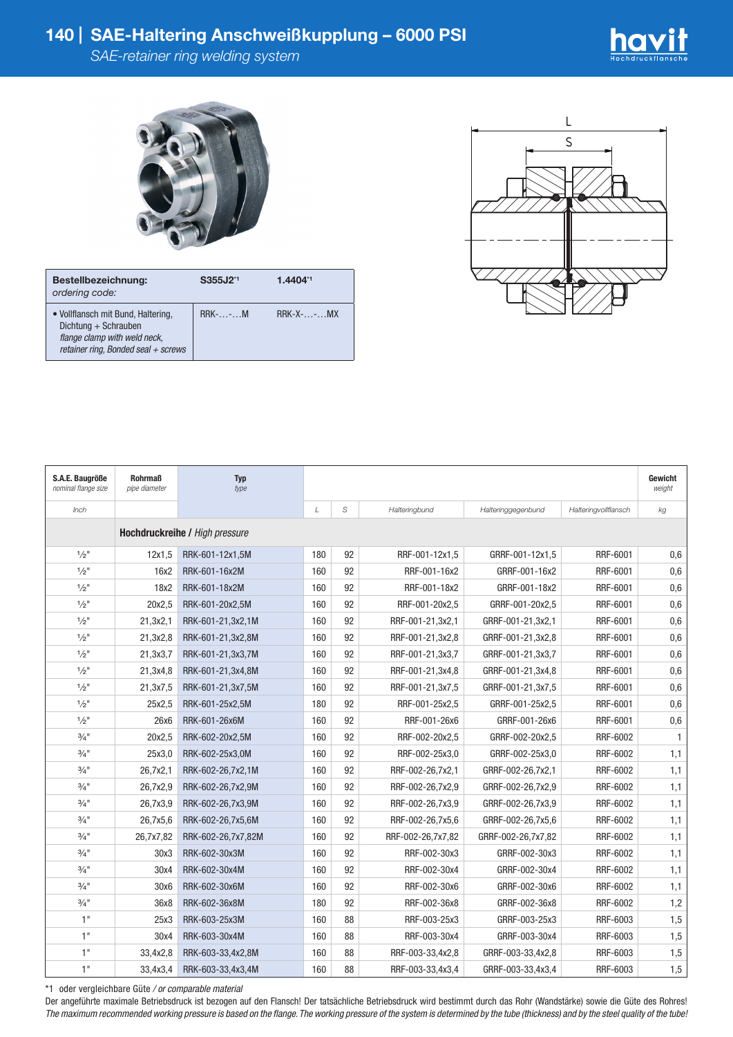# 140 | SAE-Haltering Anschweißkupplung – 6000 PSI

*SAE-retainer ring welding system*

| **Bestellbezeichnung:** *ordering code:* | S355J2[*1] | 1.4404[*1] |
|---|---|---|
| • Vollflansch mit Bund, Haltering, Dichtung + Schrauben *flange clamp with weld neck, retainer ring, Bonded seal + screws* | RRK-…-…M | RRK-X-…-…MX |

| S.A.E. Baugröße *nominal flange size* | Rohrmaß *pipe diameter* | Typ *type* | | | | | | Gewicht *weight* |
|---|---|---|---|---|---|---|---|---|
| *Inch* | | | *L* | *S* | *Halteringbund* | *Halteringgegenbund* | *Halteringvollflansch* | *kg* |
| | **Hochdruckreihe /** *High pressure* | | | | | | | |
| ½" | 12x1,5 | RRK-601-12x1,5M | 180 | 92 | RRF-001-12x1,5 | GRRF-001-12x1,5 | RRF-6001 | 0,6 |
| ½" | 16x2 | RRK-601-16x2M | 160 | 92 | RRF-001-16x2 | GRRF-001-16x2 | RRF-6001 | 0,6 |
| ½" | 18x2 | RRK-601-18x2M | 160 | 92 | RRF-001-18x2 | GRRF-001-18x2 | RRF-6001 | 0,6 |
| ½" | 20x2,5 | RRK-601-20x2,5M | 160 | 92 | RRF-001-20x2,5 | GRRF-001-20x2,5 | RRF-6001 | 0,6 |
| ½" | 21,3x2,1 | RRK-601-21,3x2,1M | 160 | 92 | RRF-001-21,3x2,1 | GRRF-001-21,3x2,1 | RRF-6001 | 0,6 |
| ½" | 21,3x2,8 | RRK-601-21,3x2,8M | 160 | 92 | RRF-001-21,3x2,8 | GRRF-001-21,3x2,8 | RRF-6001 | 0,6 |
| ½" | 21,3x3,7 | RRK-601-21,3x3,7M | 160 | 92 | RRF-001-21,3x3,7 | GRRF-001-21,3x3,7 | RRF-6001 | 0,6 |
| ½" | 21,3x4,8 | RRK-601-21,3x4,8M | 160 | 92 | RRF-001-21,3x4,8 | GRRF-001-21,3x4,8 | RRF-6001 | 0,6 |
| ½" | 21,3x7,5 | RRK-601-21,3x7,5M | 160 | 92 | RRF-001-21,3x7,5 | GRRF-001-21,3x7,5 | RRF-6001 | 0,6 |
| ½" | 25x2,5 | RRK-601-25x2,5M | 180 | 92 | RRF-001-25x2,5 | GRRF-001-25x2,5 | RRF-6001 | 0,6 |
| ½" | 26x6 | RRK-601-26x6M | 160 | 92 | RRF-001-26x6 | GRRF-001-26x6 | RRF-6001 | 0,6 |
| ¾" | 20x2,5 | RRK-602-20x2,5M | 160 | 92 | RRF-002-20x2,5 | GRRF-002-20x2,5 | RRF-6002 | 1 |
| ¾" | 25x3,0 | RRK-602-25x3,0M | 160 | 92 | RRF-002-25x3,0 | GRRF-002-25x3,0 | RRF-6002 | 1,1 |
| ¾" | 26,7x2,1 | RRK-602-26,7x2,1M | 160 | 92 | RRF-002-26,7x2,1 | GRRF-002-26,7x2,1 | RRF-6002 | 1,1 |
| ¾" | 26,7x2,9 | RRK-602-26,7x2,9M | 160 | 92 | RRF-002-26,7x2,9 | GRRF-002-26,7x2,9 | RRF-6002 | 1,1 |
| ¾" | 26,7x3,9 | RRK-602-26,7x3,9M | 160 | 92 | RRF-002-26,7x3,9 | GRRF-002-26,7x3,9 | RRF-6002 | 1,1 |
| ¾" | 26,7x5,6 | RRK-602-26,7x5,6M | 160 | 92 | RRF-002-26,7x5,6 | GRRF-002-26,7x5,6 | RRF-6002 | 1,1 |
| ¾" | 26,7x7,82 | RRK-602-26,7x7,82M | 160 | 92 | RRF-002-26,7x7,82 | GRRF-002-26,7x7,82 | RRF-6002 | 1,1 |
| ¾" | 30x3 | RRK-602-30x3M | 160 | 92 | RRF-002-30x3 | GRRF-002-30x3 | RRF-6002 | 1,1 |
| ¾" | 30x4 | RRK-602-30x4M | 160 | 92 | RRF-002-30x4 | GRRF-002-30x4 | RRF-6002 | 1,1 |
| ¾" | 30x6 | RRK-602-30x6M | 160 | 92 | RRF-002-30x6 | GRRF-002-30x6 | RRF-6002 | 1,1 |
| ¾" | 36x8 | RRK-602-36x8M | 180 | 92 | RRF-002-36x8 | GRRF-002-36x8 | RRF-6002 | 1,2 |
| 1" | 25x3 | RRK-603-25x3M | 160 | 88 | RRF-003-25x3 | GRRF-003-25x3 | RRF-6003 | 1,5 |
| 1" | 30x4 | RRK-603-30x4M | 160 | 88 | RRF-003-30x4 | GRRF-003-30x4 | RRF-6003 | 1,5 |
| 1" | 33,4x2,8 | RRK-603-33,4x2,8M | 160 | 88 | RRF-003-33,4x2,8 | GRRF-003-33,4x2,8 | RRF-6003 | 1,5 |
| 1" | 33,4x3,4 | RRK-603-33,4x3,4M | 160 | 88 | RRF-003-33,4x3,4 | GRRF-003-33,4x3,4 | RRF-6003 | 1,5 |

*1 oder vergleichbare Güte / *or comparable material*

Der angeführte maximale Betriebsdruck ist bezogen auf den Flansch! Der tatsächliche Betriebsdruck wird bestimmt durch das Rohr (Wandstärke) sowie die Güte des Rohres!

*The maximum recommended working pressure is based on the flange. The working pressure of the system is determined by the tube (thickness) and by the steel quality of the tube!*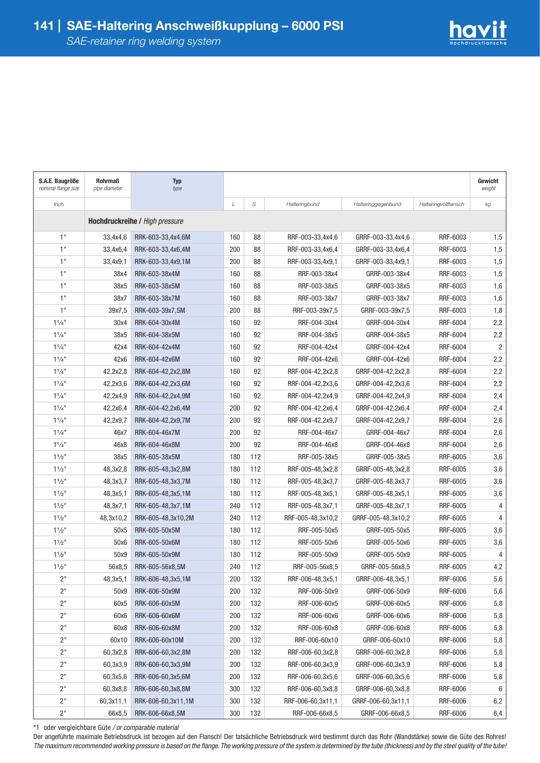# 141 | SAE-Haltering Anschweißkupplung – 6000 PSI

*SAE-retainer ring welding system*

| S.A.E. Baugröße *nominal flange size* | Rohrmaß *pipe diameter* | Typ *type* | | | | | | Gewicht *weight* |
|---|---|---|---|---|---|---|---|---|
| *Inch* | | | *L* | *S* | *Halteringbund* | *Halteringgegenbund* | *Halteringvollflansch* | *kg* |
| | **Hochdruckreihe /** *High pressure* | | | | | | | |
| 1" | 33,4x4,6 | RRK-603-33,4x4,6M | 160 | 88 | RRF-003-33,4x4,6 | GRRF-003-33,4x4,6 | RRF-6003 | 1,5 |
| 1" | 33,4x6,4 | RRK-603-33,4x6,4M | 200 | 88 | RRF-003-33,4x6,4 | GRRF-003-33,4x6,4 | RRF-6003 | 1,5 |
| 1" | 33,4x9,1 | RRK-603-33,4x9,1M | 200 | 88 | RRF-003-33,4x9,1 | GRRF-003-33,4x9,1 | RRF-6003 | 1,5 |
| 1" | 38x4 | RRK-603-38x4M | 160 | 88 | RRF-003-38x4 | GRRF-003-38x4 | RRF-6003 | 1,5 |
| 1" | 38x5 | RRK-603-38x5M | 160 | 88 | RRF-003-38x5 | GRRF-003-38x5 | RRF-6003 | 1,6 |
| 1" | 38x7 | RRK-603-38x7M | 160 | 88 | RRF-003-38x7 | GRRF-003-38x7 | RRF-6003 | 1,6 |
| 1" | 39x7,5 | RRK-603-39x7,5M | 200 | 88 | RRF-003-39x7,5 | GRRF-003-39x7,5 | RRF-6003 | 1,8 |
| 1¼" | 30x4 | RRK-604-30x4M | 160 | 92 | RRF-004-30x4 | GRRF-004-30x4 | RRF-6004 | 2,2 |
| 1¼" | 38x5 | RRK-604-38x5M | 160 | 92 | RRF-004-38x5 | GRRF-004-38x5 | RRF-6004 | 2,2 |
| 1¼" | 42x4 | RRK-604-42x4M | 160 | 92 | RRF-004-42x4 | GRRF-004-42x4 | RRF-6004 | 2 |
| 1¼" | 42x6 | RRK-604-42x6M | 160 | 92 | RRF-004-42x6 | GRRF-004-42x6 | RRF-6004 | 2,2 |
| 1¼" | 42,2x2,8 | RRK-604-42,2x2,8M | 160 | 92 | RRF-004-42,2x2,8 | GRRF-004-42,2x2,8 | RRF-6004 | 2,2 |
| 1¼" | 42,2x3,6 | RRK-604-42,2x3,6M | 160 | 92 | RRF-004-42,2x3,6 | GRRF-004-42,2x3,6 | RRF-6004 | 2,2 |
| 1¼" | 42,2x4,9 | RRK-604-42,2x4,9M | 160 | 92 | RRF-004-42,2x4,9 | GRRF-004-42,2x4,9 | RRF-6004 | 2,4 |
| 1¼" | 42,2x6,4 | RRK-604-42,2x6,4M | 200 | 92 | RRF-004-42,2x6,4 | GRRF-004-42,2x6,4 | RRF-6004 | 2,4 |
| 1¼" | 42,2x9,7 | RRK-604-42,2x9,7M | 200 | 92 | RRF-004-42,2x9,7 | GRRF-004-42,2x9,7 | RRF-6004 | 2,6 |
| 1¼" | 46x7 | RRK-604-46x7M | 200 | 92 | RRF-004-46x7 | GRRF-004-46x7 | RRF-6004 | 2,6 |
| 1¼" | 46x8 | RRK-604-46x8M | 200 | 92 | RRF-004-46x8 | GRRF-004-46x8 | RRF-6004 | 2,6 |
| 1½" | 38x5 | RRK-605-38x5M | 180 | 112 | RRF-005-38x5 | GRRF-005-38x5 | RRF-6005 | 3,6 |
| 1½" | 48,3x2,8 | RRK-605-48,3x2,8M | 180 | 112 | RRF-005-48,3x2,8 | GRRF-005-48,3x2,8 | RRF-6005 | 3,6 |
| 1½" | 48,3x3,7 | RRK-605-48,3x3,7M | 180 | 112 | RRF-005-48,3x3,7 | GRRF-005-48,3x3,7 | RRF-6005 | 3,6 |
| 1½" | 48,3x5,1 | RRK-605-48,3x5,1M | 180 | 112 | RRF-005-48,3x5,1 | GRRF-005-48,3x5,1 | RRF-6005 | 3,6 |
| 1½" | 48,3x7,1 | RRK-605-48,3x7,1M | 240 | 112 | RRF-005-48,3x7,1 | GRRF-005-48,3x7,1 | RRF-6005 | 4 |
| 1½" | 48,3x10,2 | RRK-605-48,3x10,2M | 240 | 112 | RRF-005-48,3x10,2 | GRRF-005-48,3x10,2 | RRF-6005 | 4 |
| 1½" | 50x5 | RRK-605-50x5M | 180 | 112 | RRF-005-50x5 | GRRF-005-50x5 | RRF-6005 | 3,6 |
| 1½" | 50x6 | RRK-605-50x6M | 180 | 112 | RRF-005-50x6 | GRRF-005-50x6 | RRF-6005 | 3,6 |
| 1½" | 50x9 | RRK-605-50x9M | 180 | 112 | RRF-005-50x9 | GRRF-005-50x9 | RRF-6005 | 4 |
| 1½" | 56x8,5 | RRK-605-56x8,5M | 240 | 112 | RRF-005-56x8,5 | GRRF-005-56x8,5 | RRF-6005 | 4,2 |
| 2" | 48,3x5,1 | RRK-606-48,3x5,1M | 200 | 132 | RRF-006-48,3x5,1 | GRRF-006-48,3x5,1 | RRF-6006 | 5,6 |
| 2" | 50x9 | RRK-606-50x9M | 200 | 132 | RRF-006-50x9 | GRRF-006-50x9 | RRF-6006 | 5,6 |
| 2" | 60x5 | RRK-606-60x5M | 200 | 132 | RRF-006-60x5 | GRRF-006-60x5 | RRF-6006 | 5,8 |
| 2" | 60x6 | RRK-606-60x6M | 200 | 132 | RRF-006-60x6 | GRRF-006-60x6 | RRF-6006 | 5,8 |
| 2" | 60x8 | RRK-606-60x8M | 200 | 132 | RRF-006-60x8 | GRRF-006-60x8 | RRF-6006 | 5,8 |
| 2" | 60x10 | RRK-606-60x10M | 200 | 132 | RRF-006-60x10 | GRRF-006-60x10 | RRF-6006 | 5,8 |
| 2" | 60,3x2,8 | RRK-606-60,3x2,8M | 200 | 132 | RRF-006-60,3x2,8 | GRRF-006-60,3x2,8 | RRF-6006 | 5,8 |
| 2" | 60,3x3,9 | RRK-606-60,3x3,9M | 200 | 132 | RRF-006-60,3x3,9 | GRRF-006-60,3x3,9 | RRF-6006 | 5,8 |
| 2" | 60,3x5,6 | RRK-606-60,3x5,6M | 200 | 132 | RRF-006-60,3x5,6 | GRRF-006-60,3x5,6 | RRF-6006 | 5,8 |
| 2" | 60,3x8,8 | RRK-606-60,3x8,8M | 300 | 132 | RRF-006-60,3x8,8 | GRRF-006-60,3x8,8 | RRF-6006 | 6 |
| 2" | 60,3x11,1 | RRK-606-60,3x11,1M | 300 | 132 | RRF-006-60,3x11,1 | GRRF-006-60,3x11,1 | RRF-6006 | 6,2 |
| 2" | 66x8,5 | RRK-606-66x8,5M | 300 | 132 | RRF-006-66x8,5 | GRRF-006-66x8,5 | RRF-6006 | 6,4 |

*1 oder vergleichbare Güte */ or comparable material*

Der angeführte maximale Betriebsdruck ist bezogen auf den Flansch! Der tatsächliche Betriebsdruck wird bestimmt durch das Rohr (Wandstärke) sowie die Güte des Rohres!

*The maximum recommended working pressure is based on the flange. The working pressure of the system is determined by the tube (thickness) and by the steel quality of the tube!*